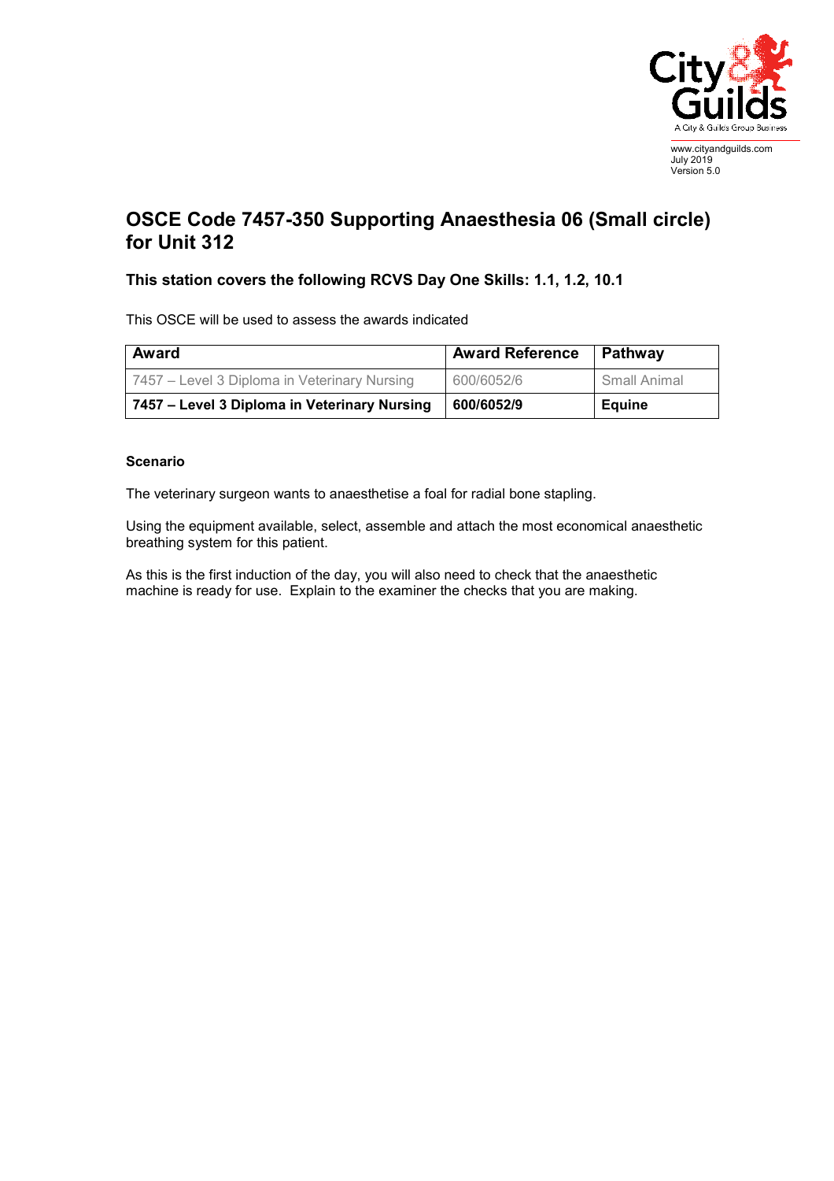www.cityandguilds.com
July 2019
Version 5.0

# OSCE Code 7457-350 Supporting Anaesthesia 06 (Small circle) for Unit 312

### This station covers the following RCVS Day One Skills: 1.1, 1.2, 10.1

This OSCE will be used to assess the awards indicated

| Award | Award Reference | Pathway |
|---|---|---|
| 7457 – Level 3 Diploma in Veterinary Nursing | 600/6052/6 | Small Animal |
| **7457 – Level 3 Diploma in Veterinary Nursing** | **600/6052/9** | **Equine** |

**Scenario**

The veterinary surgeon wants to anaesthetise a foal for radial bone stapling.

Using the equipment available, select, assemble and attach the most economical anaesthetic breathing system for this patient.

As this is the first induction of the day, you will also need to check that the anaesthetic machine is ready for use. Explain to the examiner the checks that you are making.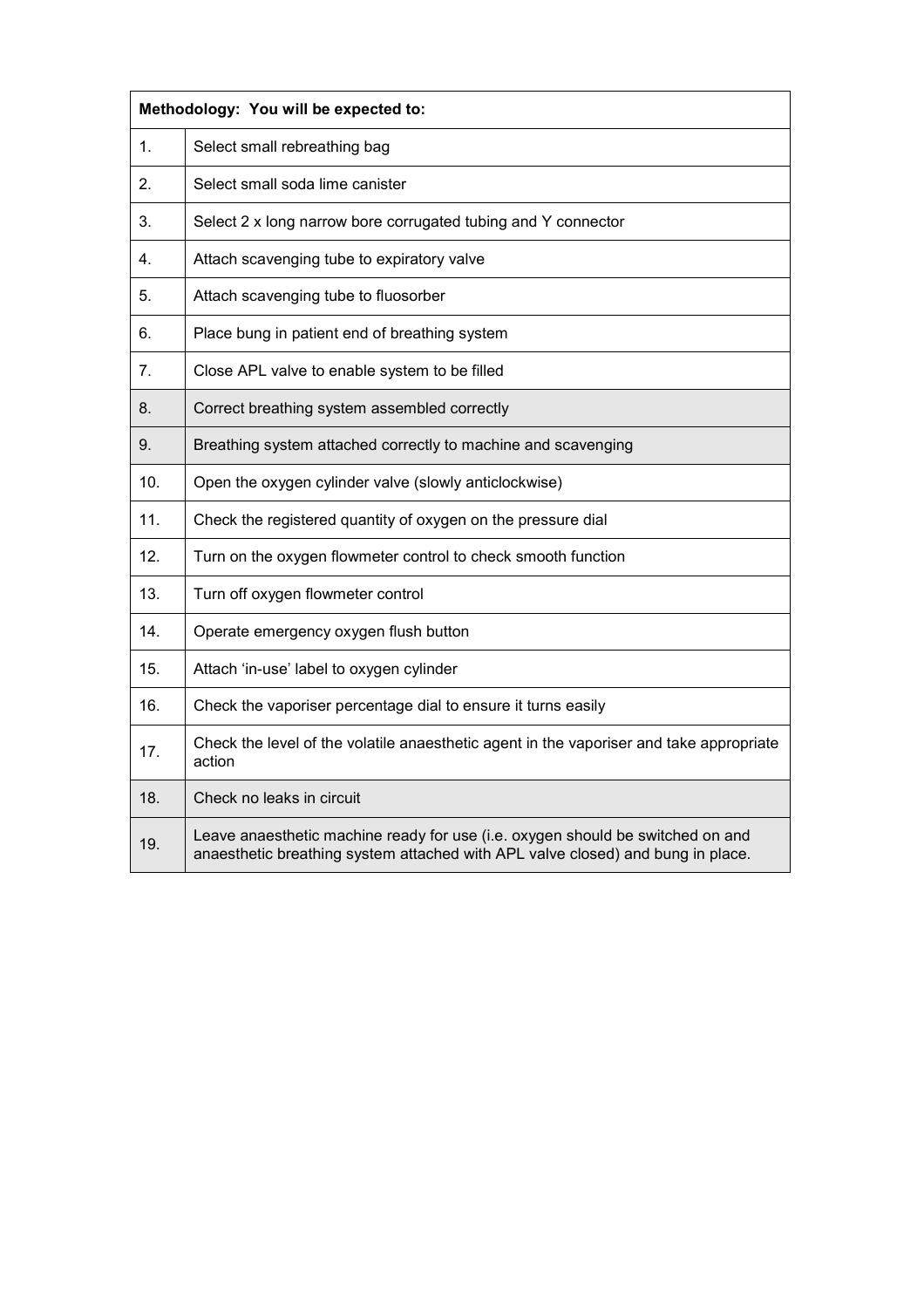| Methodology: You will be expected to: | |
|---|---|
| 1. | Select small rebreathing bag |
| 2. | Select small soda lime canister |
| 3. | Select 2 x long narrow bore corrugated tubing and Y connector |
| 4. | Attach scavenging tube to expiratory valve |
| 5. | Attach scavenging tube to fluosorber |
| 6. | Place bung in patient end of breathing system |
| 7. | Close APL valve to enable system to be filled |
| 8. | Correct breathing system assembled correctly |
| 9. | Breathing system attached correctly to machine and scavenging |
| 10. | Open the oxygen cylinder valve (slowly anticlockwise) |
| 11. | Check the registered quantity of oxygen on the pressure dial |
| 12. | Turn on the oxygen flowmeter control to check smooth function |
| 13. | Turn off oxygen flowmeter control |
| 14. | Operate emergency oxygen flush button |
| 15. | Attach 'in-use' label to oxygen cylinder |
| 16. | Check the vaporiser percentage dial to ensure it turns easily |
| 17. | Check the level of the volatile anaesthetic agent in the vaporiser and take appropriate action |
| 18. | Check no leaks in circuit |
| 19. | Leave anaesthetic machine ready for use (i.e. oxygen should be switched on and anaesthetic breathing system attached with APL valve closed) and bung in place. |